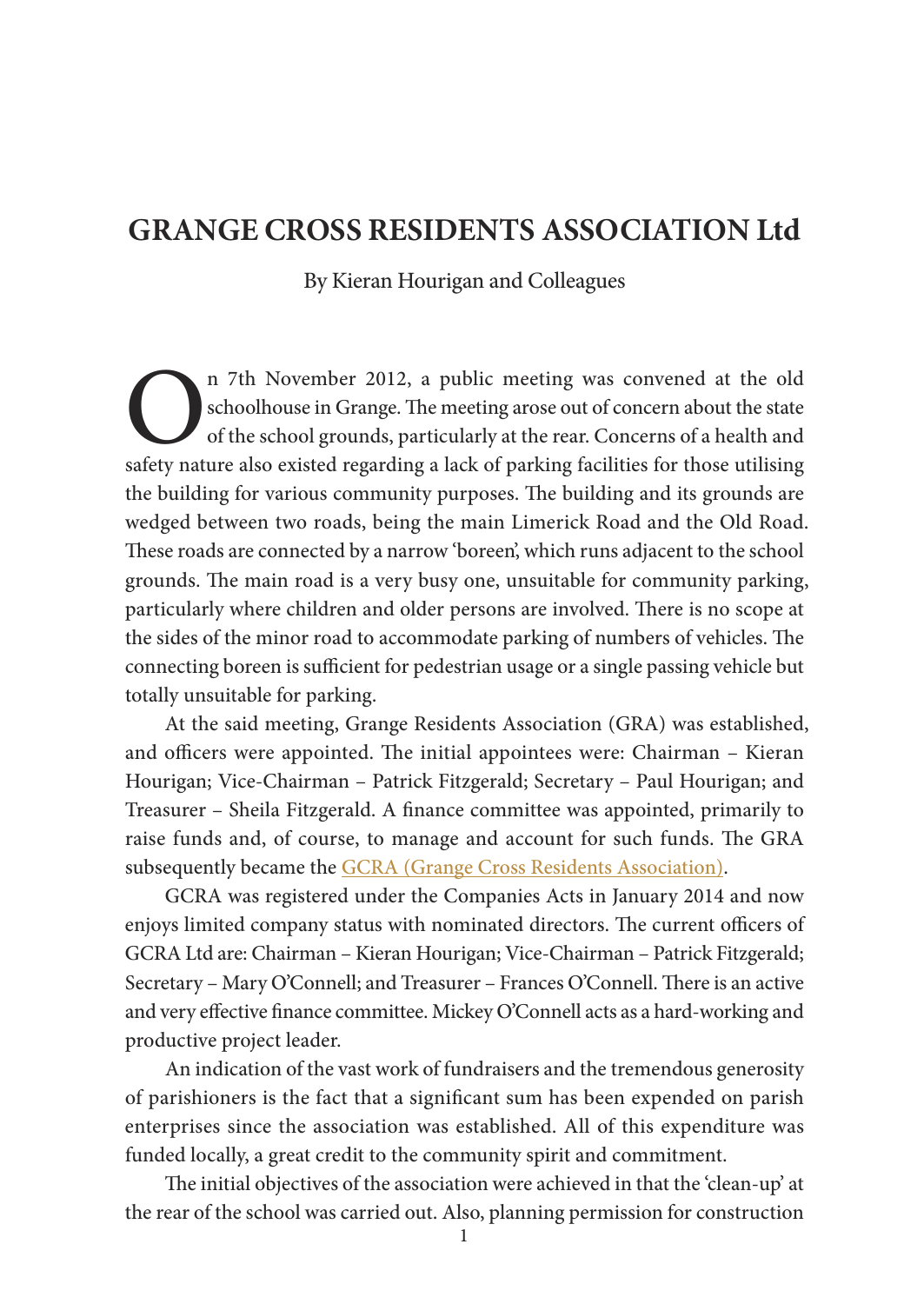# GRANGE CROSS RESIDENTS ASSOCIATION Ltd

By Kieran Hourigan and Colleagues

On 7th November 2012, a public meeting was convened at the old schoolhouse in Grange. The meeting arose out of concern about the state of the school grounds, particularly at the rear. Concerns of a health and safety nature also existed regarding a lack of parking facilities for those utilising the building for various community purposes. The building and its grounds are wedged between two roads, being the main Limerick Road and the Old Road. These roads are connected by a narrow 'boreen', which runs adjacent to the school grounds. The main road is a very busy one, unsuitable for community parking, particularly where children and older persons are involved. There is no scope at the sides of the minor road to accommodate parking of numbers of vehicles. The connecting boreen is sufficient for pedestrian usage or a single passing vehicle but totally unsuitable for parking.

At the said meeting, Grange Residents Association (GRA) was established, and officers were appointed. The initial appointees were: Chairman – Kieran Hourigan; Vice-Chairman – Patrick Fitzgerald; Secretary – Paul Hourigan; and Treasurer – Sheila Fitzgerald. A finance committee was appointed, primarily to raise funds and, of course, to manage and account for such funds. The GRA subsequently became the GCRA (Grange Cross Residents Association).

GCRA was registered under the Companies Acts in January 2014 and now enjoys limited company status with nominated directors. The current officers of GCRA Ltd are: Chairman – Kieran Hourigan; Vice-Chairman – Patrick Fitzgerald; Secretary – Mary O'Connell; and Treasurer – Frances O'Connell. There is an active and very effective finance committee. Mickey O'Connell acts as a hard-working and productive project leader.

An indication of the vast work of fundraisers and the tremendous generosity of parishioners is the fact that a significant sum has been expended on parish enterprises since the association was established. All of this expenditure was funded locally, a great credit to the community spirit and commitment.

The initial objectives of the association were achieved in that the 'clean-up' at the rear of the school was carried out. Also, planning permission for construction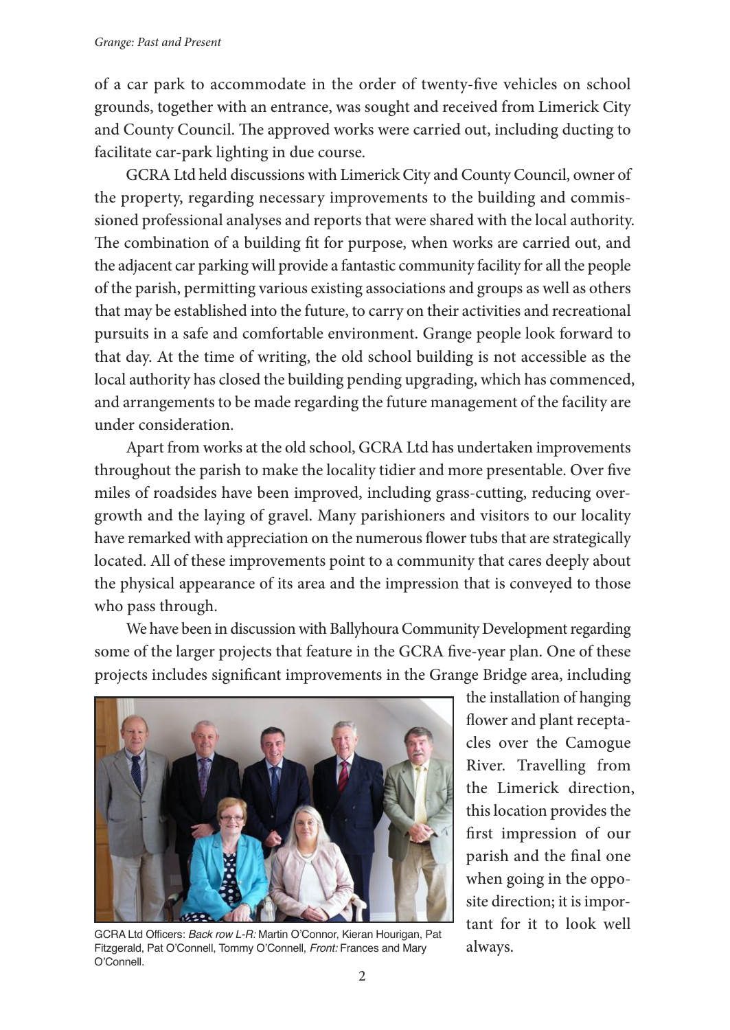of a car park to accommodate in the order of twenty-five vehicles on school grounds, together with an entrance, was sought and received from Limerick City and County Council. The approved works were carried out, including ducting to facilitate car-park lighting in due course.

GCRA Ltd held discussions with Limerick City and County Council, owner of the property, regarding necessary improvements to the building and commissioned professional analyses and reports that were shared with the local authority. The combination of a building fit for purpose, when works are carried out, and the adjacent car parking will provide a fantastic community facility for all the people of the parish, permitting various existing associations and groups as well as others that may be established into the future, to carry on their activities and recreational pursuits in a safe and comfortable environment. Grange people look forward to that day. At the time of writing, the old school building is not accessible as the local authority has closed the building pending upgrading, which has commenced, and arrangements to be made regarding the future management of the facility are under consideration.

Apart from works at the old school, GCRA Ltd has undertaken improvements throughout the parish to make the locality tidier and more presentable. Over five miles of roadsides have been improved, including grass-cutting, reducing overgrowth and the laying of gravel. Many parishioners and visitors to our locality have remarked with appreciation on the numerous flower tubs that are strategically located. All of these improvements point to a community that cares deeply about the physical appearance of its area and the impression that is conveyed to those who pass through.

We have been in discussion with Ballyhoura Community Development regarding some of the larger projects that feature in the GCRA five-year plan. One of these projects includes significant improvements in the Grange Bridge area, including the installation of hanging flower and plant receptacles over the Camogue River. Travelling from the Limerick direction, this location provides the first impression of our parish and the final one when going in the opposite direction; it is important for it to look well always.

GCRA Ltd Officers: *Back row L-R:* Martin O'Connor, Kieran Hourigan, Pat Fitzgerald, Pat O'Connell, Tommy O'Connell, *Front:* Frances and Mary O'Connell.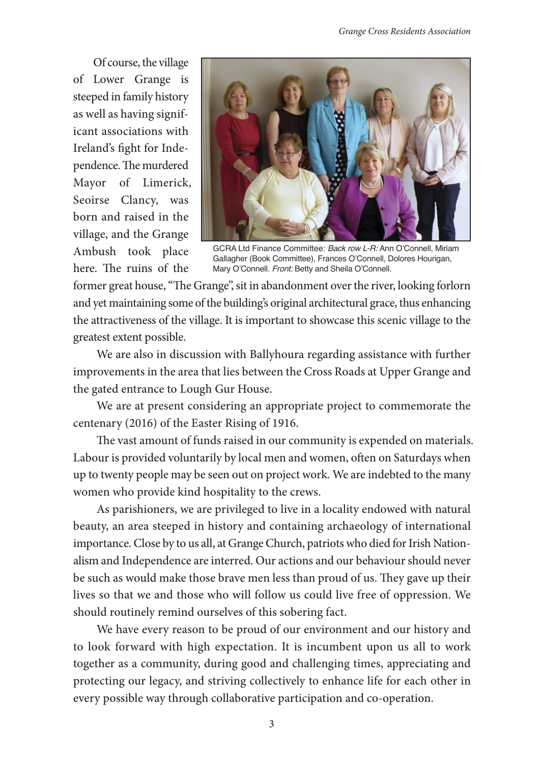Of course, the village of Lower Grange is steeped in family history as well as having significant associations with Ireland's fight for Independence. The murdered Mayor of Limerick, Seoirse Clancy, was born and raised in the village, and the Grange Ambush took place here. The ruins of the former great house, "The Grange", sit in abandonment over the river, looking forlorn and yet maintaining some of the building's original architectural grace, thus enhancing the attractiveness of the village. It is important to showcase this scenic village to the greatest extent possible.

GCRA Ltd Finance Committee: *Back row L-R:* Ann O'Connell, Miriam Gallagher (Book Committee), Frances O'Connell, Dolores Hourigan, Mary O'Connell. *Front:* Betty and Sheila O'Connell.

We are also in discussion with Ballyhoura regarding assistance with further improvements in the area that lies between the Cross Roads at Upper Grange and the gated entrance to Lough Gur House.

We are at present considering an appropriate project to commemorate the centenary (2016) of the Easter Rising of 1916.

The vast amount of funds raised in our community is expended on materials. Labour is provided voluntarily by local men and women, often on Saturdays when up to twenty people may be seen out on project work. We are indebted to the many women who provide kind hospitality to the crews.

As parishioners, we are privileged to live in a locality endowed with natural beauty, an area steeped in history and containing archaeology of international importance. Close by to us all, at Grange Church, patriots who died for Irish Nationalism and Independence are interred. Our actions and our behaviour should never be such as would make those brave men less than proud of us. They gave up their lives so that we and those who will follow us could live free of oppression. We should routinely remind ourselves of this sobering fact.

We have every reason to be proud of our environment and our history and to look forward with high expectation. It is incumbent upon us all to work together as a community, during good and challenging times, appreciating and protecting our legacy, and striving collectively to enhance life for each other in every possible way through collaborative participation and co-operation.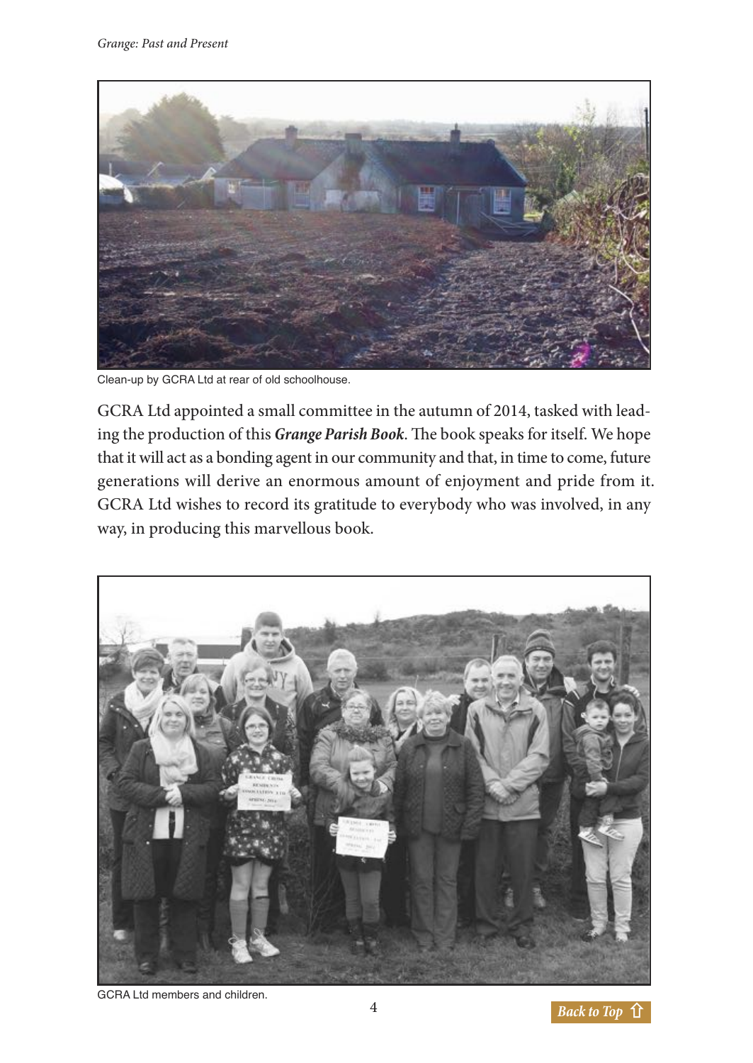Clean-up by GCRA Ltd at rear of old schoolhouse.

GCRA Ltd appointed a small committee in the autumn of 2014, tasked with leading the production of this ***Grange Parish Book***. The book speaks for itself. We hope that it will act as a bonding agent in our community and that, in time to come, future generations will derive an enormous amount of enjoyment and pride from it. GCRA Ltd wishes to record its gratitude to everybody who was involved, in any way, in producing this marvellous book.

GCRA Ltd members and children.